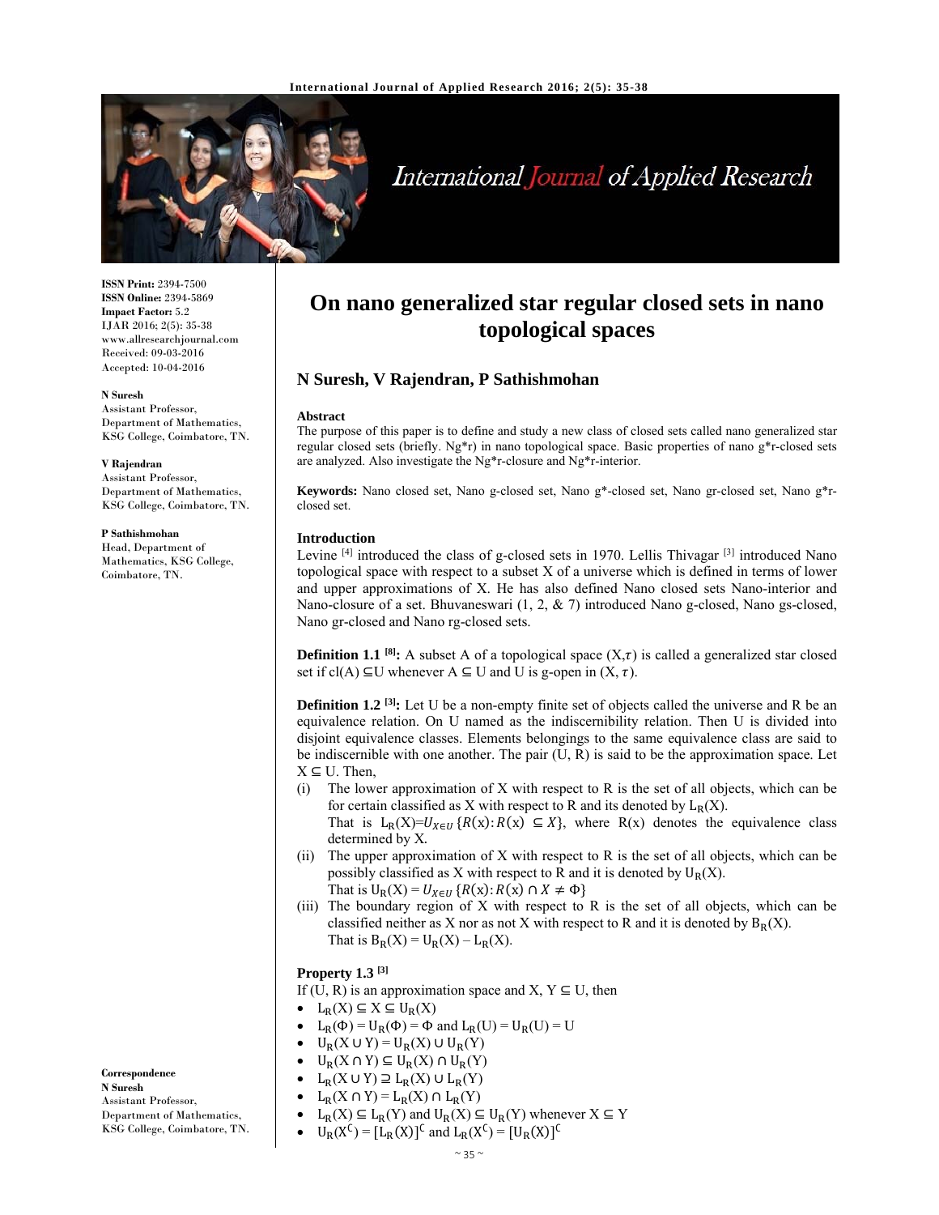ISSN Print: 2394-7500
ISSN Online: 2394-5869
Impact Factor: 5.2
IJAR 2016; 2(5): 35-38
www.allresearchjournal.com
Received: 09-03-2016
Accepted: 10-04-2016

**N Suresh**
Assistant Professor, Department of Mathematics, KSG College, Coimbatore, TN.

**V Rajendran**
Assistant Professor, Department of Mathematics, KSG College, Coimbatore, TN.

**P Sathishmohan**
Head, Department of Mathematics, KSG College, Coimbatore, TN.

**Correspondence**
**N Suresh**
Assistant Professor, Department of Mathematics, KSG College, Coimbatore, TN.

# On nano generalized star regular closed sets in nano topological spaces

## N Suresh, V Rajendran, P Sathishmohan

### Abstract

The purpose of this paper is to define and study a new class of closed sets called nano generalized star regular closed sets (briefly. Ng*r) in nano topological space. Basic properties of nano g*r-closed sets are analyzed. Also investigate the Ng*r-closure and Ng*r-interior.

**Keywords:** Nano closed set, Nano g-closed set, Nano g*-closed set, Nano gr-closed set, Nano g*r-closed set.

### Introduction

Levine [4] introduced the class of g-closed sets in 1970. Lellis Thivagar [3] introduced Nano topological space with respect to a subset X of a universe which is defined in terms of lower and upper approximations of X. He has also defined Nano closed sets Nano-interior and Nano-closure of a set. Bhuvaneswari (1, 2, & 7) introduced Nano g-closed, Nano gs-closed, Nano gr-closed and Nano rg-closed sets.

**Definition 1.1 [8]:** A subset A of a topological space $(X,\tau)$ is called a generalized star closed set if cl(A) ⊆U whenever A ⊆ U and U is g-open in $(X, \tau)$.

**Definition 1.2 [3]:** Let U be a non-empty finite set of objects called the universe and R be an equivalence relation. On U named as the indiscernibility relation. Then U is divided into disjoint equivalence classes. Elements belongings to the same equivalence class are said to be indiscernible with one another. The pair (U, R) is said to be the approximation space. Let X ⊆ U. Then,

(i) The lower approximation of X with respect to R is the set of all objects, which can be for certain classified as X with respect to R and its denoted by $L_R(X)$.
That is $L_R(X)=U_{X\in U}\{R(x): R(x) \subseteq X\}$, where R(x) denotes the equivalence class determined by X.

(ii) The upper approximation of X with respect to R is the set of all objects, which can be possibly classified as X with respect to R and it is denoted by $U_R(X)$.
That is $U_R(X) = U_{X\in U}\{R(x): R(x) \cap X \neq \Phi\}$

(iii) The boundary region of X with respect to R is the set of all objects, which can be classified neither as X nor as not X with respect to R and it is denoted by $B_R(X)$.
That is $B_R(X) = U_R(X) – L_R(X)$.

**Property 1.3 [3]**

If (U, R) is an approximation space and X, Y ⊆ U, then

- $L_R(X) \subseteq X \subseteq U_R(X)$
- $L_R(\Phi) = U_R(\Phi) = \Phi$ and $L_R(U) = U_R(U) = U$
- $U_R(X \cup Y) = U_R(X) \cup U_R(Y)$
- $U_R(X \cap Y) \subseteq U_R(X) \cap U_R(Y)$
- $L_R(X \cup Y) \supseteq L_R(X) \cup L_R(Y)$
- $L_R(X \cap Y) = L_R(X) \cap L_R(Y)$
- $L_R(X) \subseteq L_R(Y)$ and $U_R(X) \subseteq U_R(Y)$ whenever $X \subseteq Y$
- $U_R(X^C) = [L_R(X)]^C$ and $L_R(X^C) = [U_R(X)]^C$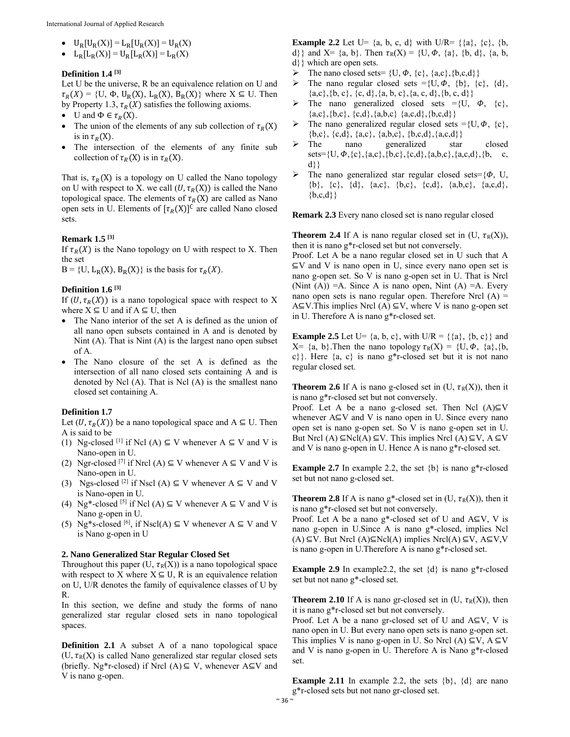- $U_R[U_R(X)] = L_R[U_R(X)] = U_R(X)$
- $L_R[L_R(X)] = U_R[L_R(X)] = L_R(X)$

**Definition 1.4** [3]

Let U be the universe, R be an equivalence relation on U and $\tau_R(X) = \{U, \Phi, U_R(X), L_R(X), B_R(X)\}$ where $X \subseteq U$. Then by Property 1.3, $\tau_R(X)$ satisfies the following axioms.

- U and $\Phi \in \tau_R(X)$.
- The union of the elements of any sub collection of $\tau_R(X)$ is in $\tau_R(X)$.
- The intersection of the elements of any finite sub collection of $\tau_R(X)$ is in $\tau_R(X)$.

That is, $\tau_R(X)$ is a topology on U called the Nano topology on U with respect to X. we call $(U, \tau_R(X))$ is called the Nano topological space. The elements of $\tau_R(X)$ are called as Nano open sets in U. Elements of $[\tau_R(X)]^C$ are called Nano closed sets.

**Remark 1.5** [3]

If $\tau_R(X)$ is the Nano topology on U with respect to X. Then the set

$B = \{U, L_R(X), B_R(X)\}$ is the basis for $\tau_R(X)$.

**Definition 1.6** [3]

If $(U, \tau_R(X))$ is a nano topological space with respect to X where $X \subseteq U$ and if $A \subseteq U$, then

- The Nano interior of the set A is defined as the union of all nano open subsets contained in A and is denoted by Nint (A). That is Nint (A) is the largest nano open subset of A.
- The Nano closure of the set A is defined as the intersection of all nano closed sets containing A and is denoted by Ncl (A). That is Ncl (A) is the smallest nano closed set containing A.

**Definition 1.7**

Let $(U, \tau_R(X))$ be a nano topological space and $A \subseteq U$. Then A is said to be

1. Ng-closed [1] if Ncl (A) $\subseteq$ V whenever A $\subseteq$ V and V is Nano-open in U.
2. Ngr-closed [7] if Nrcl (A) $\subseteq$ V whenever A $\subseteq$ V and V is Nano-open in U.
3. Ngs-closed [2] if Nscl (A) $\subseteq$ V whenever A $\subseteq$ V and V is Nano-open in U.
4. Ng*-closed [5] if Ncl (A) $\subseteq$ V whenever A $\subseteq$ V and V is Nano g-open in U.
5. Ng*s-closed [6], if Nscl(A) $\subseteq$ V whenever A $\subseteq$ V and V is Nano g-open in U

## 2. Nano Generalized Star Regular Closed Set

Throughout this paper $(U, \tau_R(X))$ is a nano topological space with respect to X where $X \subseteq U$, R is an equivalence relation on U, U/R denotes the family of equivalence classes of U by R.

In this section, we define and study the forms of nano generalized star regular closed sets in nano topological spaces.

**Definition 2.1** A subset A of a nano topological space $(U, \tau_R(X)$ is called Nano generalized star regular closed sets (briefly. Ng*r-closed) if Nrcl (A) $\subseteq$ V, whenever A$\subseteq$V and V is nano g-open.

**Example 2.2** Let U= {a, b, c, d} with U/R= {{a}, {c}, {b, d}} and X= {a, b}. Then $\tau_R(X)$ = {U, $\Phi$, {a}, {b, d}, {a, b, d}} which are open sets.

- The nano closed sets= {U, $\Phi$, {c}, {a,c},{b,c,d}}
- The nano regular closed sets ={U, $\Phi$, {b}, {c}, {d}, {a,c},{b, c}, {c, d},{a, b, c},{a, c, d},{b, c, d}}
- The nano generalized closed sets ={U, $\Phi$, {c}, {a,c},{b,c}, {c,d},{a,b,c} {a,c,d},{b,c,d}}
- The nano generalized regular closed sets ={U, $\Phi$, {c}, {b,c}, {c,d}, {a,c}, {a,b,c}, {b,c,d},{a,c,d}}
- The nano generalized star closed sets={U, $\Phi$,{c},{a,c},{b,c},{c,d},{a,b,c},{a,c,d},{b, c, d}}
- The nano generalized star regular closed sets={$\Phi$, U, {b}, {c}, {d}, {a,c}, {b,c}, {c,d}, {a,b,c}, {a,c,d}, {b,c,d}}

**Remark 2.3** Every nano closed set is nano regular closed

**Theorem 2.4** If A is nano regular closed set in $(U, \tau_R(X))$, then it is nano g*r-closed set but not conversely.

Proof. Let A be a nano regular closed set in U such that A $\subseteq$V and V is nano open in U, since every nano open set is nano g-open set. So V is nano g-open set in U. That is Nrcl (Nint (A)) =A. Since A is nano open, Nint (A) =A. Every nano open sets is nano regular open. Therefore Nrcl (A) = A$\subseteq$V.This implies Nrcl (A) $\subseteq$V, where V is nano g-open set in U. Therefore A is nano g*r-closed set.

**Example 2.5** Let U= {a, b, c}, with U/R = {{a}, {b, c}} and X= {a, b}.Then the nano topology $\tau_R(X)$ = {U, $\Phi$, {a},{b, c}}. Here {a, c} is nano g*r-closed set but it is not nano regular closed set.

**Theorem 2.6** If A is nano g-closed set in $(U, \tau_R(X))$, then it is nano g*r-closed set but not conversely.

Proof. Let A be a nano g-closed set. Then Ncl (A)$\subseteq$V whenever A$\subseteq$V and V is nano open in U. Since every nano open set is nano g-open set. So V is nano g-open set in U. But Nrcl (A) $\subseteq$Ncl(A) $\subseteq$V. This implies Nrcl (A)$\subseteq$V, A$\subseteq$V and V is nano g-open in U. Hence A is nano g*r-closed set.

**Example 2.7** In example 2.2, the set {b} is nano g*r-closed set but not nano g-closed set.

**Theorem 2.8** If A is nano g*-closed set in $(U, \tau_R(X))$, then it is nano g*r-closed set but not conversely.

Proof. Let A be a nano g*-closed set of U and A$\subseteq$V, V is nano g-open in U.Since A is nano g*-closed, implies Ncl (A)$\subseteq$V. But Nrcl (A)$\subseteq$Ncl(A) implies Nrcl(A)$\subseteq$V, A$\subseteq$V,V is nano g-open in U.Therefore A is nano g*r-closed set.

**Example 2.9** In example2.2, the set {d} is nano g*r-closed set but not nano g*-closed set.

**Theorem 2.10** If A is nano gr-closed set in $(U, \tau_R(X))$, then it is nano g*r-closed set but not conversely.

Proof. Let A be a nano gr-closed set of U and A$\subseteq$V, V is nano open in U. But every nano open sets is nano g-open set. This implies V is nano g-open in U. So Nrcl (A) $\subseteq$V, A$\subseteq$V and V is nano g-open in U. Therefore A is Nano g*r-closed set.

**Example 2.11** In example 2.2, the sets {b}, {d} are nano g*r-closed sets but not nano gr-closed set.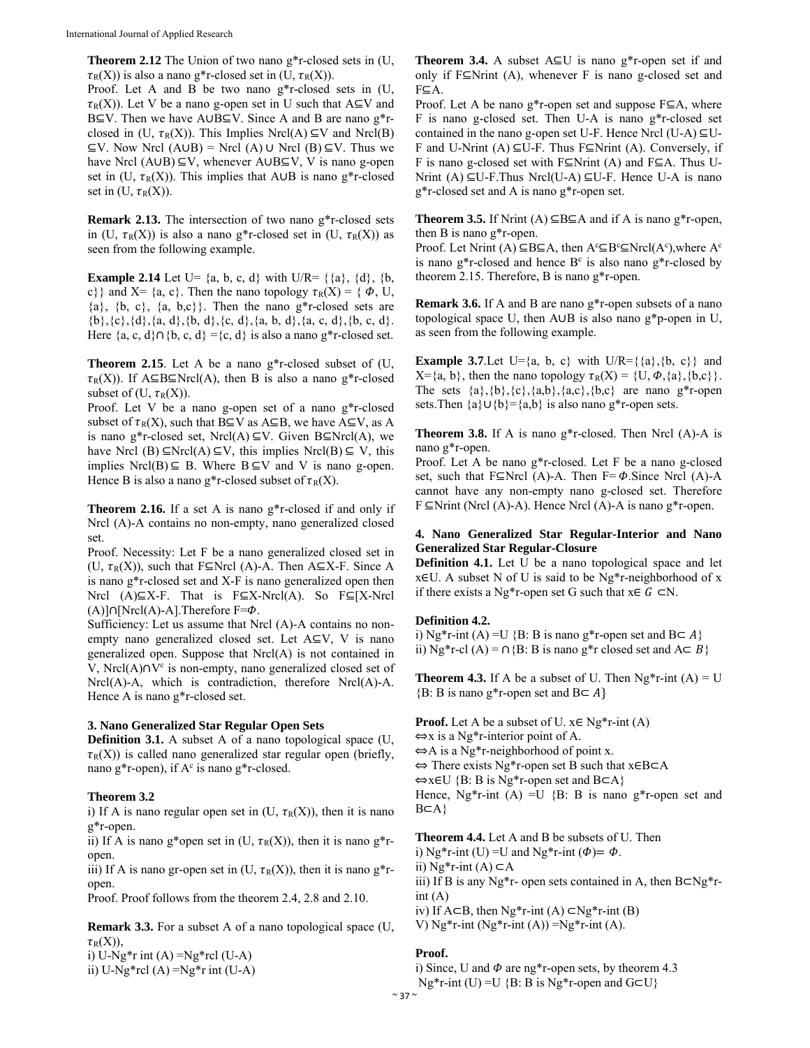**Theorem 2.12** The Union of two nano g*r-closed sets in (U, $\tau_R(X)$) is also a nano g*r-closed set in (U, $\tau_R(X)$).

Proof. Let A and B be two nano g*r-closed sets in (U, $\tau_R(X)$). Let V be a nano g-open set in U such that A⊆V and B⊆V. Then we have A∪B⊆V. Since A and B are nano g*r-closed in (U, $\tau_R(X)$). This Implies Nrcl(A) ⊆V and Nrcl(B) ⊆V. Now Nrcl (A∪B) = Nrcl (A) ∪ Nrcl (B) ⊆V. Thus we have Nrcl (A∪B) ⊆V, whenever A∪B⊆V, V is nano g-open set in (U, $\tau_R(X)$). This implies that A∪B is nano g*r-closed set in (U, $\tau_R(X)$).

**Remark 2.13.** The intersection of two nano g*r-closed sets in (U, $\tau_R(X)$) is also a nano g*r-closed set in (U, $\tau_R(X)$) as seen from the following example.

**Example 2.14** Let U= {a, b, c, d} with U/R= {{a}, {d}, {b, c}} and X= {a, c}. Then the nano topology $\tau_R(X)$ = { $\Phi$, U, {a}, {b, c}, {a, b,c}}. Then the nano g*r-closed sets are {b},{c},{d},{a, d},{b, d},{c, d},{a, b, d},{a, c, d},{b, c, d}. Here {a, c, d}∩{b, c, d} ={c, d} is also a nano g*r-closed set.

**Theorem 2.15**. Let A be a nano g*r-closed subset of (U, $\tau_R(X)$). If A⊆B⊆Nrcl(A), then B is also a nano g*r-closed subset of (U, $\tau_R(X)$).

Proof. Let V be a nano g-open set of a nano g*r-closed subset of $\tau_R(X)$, such that B⊆V as A⊆B, we have A⊆V, as A is nano g*r-closed set, Nrcl(A) ⊆V. Given B⊆Nrcl(A), we have Nrcl (B) ⊆Nrcl(A) ⊆V, this implies Nrcl(B) ⊆ V, this implies Nrcl(B) ⊆ B. Where B ⊆V and V is nano g-open. Hence B is also a nano g*r-closed subset of $\tau_R(X)$.

**Theorem 2.16.** If a set A is nano g*r-closed if and only if Nrcl (A)-A contains no non-empty, nano generalized closed set.

Proof. Necessity: Let F be a nano generalized closed set in (U, $\tau_R(X)$), such that F⊆Nrcl (A)-A. Then A⊆X-F. Since A is nano g*r-closed set and X-F is nano generalized open then Nrcl (A)⊆X-F. That is F⊆X-Nrcl(A). So F⊆[X-Nrcl (A)]∩[Nrcl(A)-A].Therefore F=$\Phi$.

Sufficiency: Let us assume that Nrcl (A)-A contains no non-empty nano generalized closed set. Let A⊆V, V is nano generalized open. Suppose that Nrcl(A) is not contained in V, Nrcl(A)∩V$^c$ is non-empty, nano generalized closed set of Nrcl(A)-A, which is contradiction, therefore Nrcl(A)-A. Hence A is nano g*r-closed set.

## 3. Nano Generalized Star Regular Open Sets

**Definition 3.1.** A subset A of a nano topological space (U, $\tau_R(X)$) is called nano generalized star regular open (briefly, nano g*r-open), if A$^c$ is nano g*r-closed.

**Theorem 3.2**

i) If A is nano regular open set in (U, $\tau_R(X)$), then it is nano g*r-open.

ii) If A is nano g*open set in (U, $\tau_R(X)$), then it is nano g*r-open.

iii) If A is nano gr-open set in (U, $\tau_R(X)$), then it is nano g*r-open.

Proof. Proof follows from the theorem 2.4, 2.8 and 2.10.

**Remark 3.3.** For a subset A of a nano topological space (U, $\tau_R(X)$),

i) U-Ng*r int (A) =Ng*rcl (U-A)

ii) U-Ng*rcl (A) =Ng*r int (U-A)

**Theorem 3.4.** A subset A⊆U is nano g*r-open set if and only if F⊆Nrint (A), whenever F is nano g-closed set and F⊆A.

Proof. Let A be nano g*r-open set and suppose F⊆A, where F is nano g-closed set. Then U-A is nano g*r-closed set contained in the nano g-open set U-F. Hence Nrcl (U-A) ⊆U-F and U-Nrint (A) ⊆U-F. Thus F⊆Nrint (A). Conversely, if F is nano g-closed set with F⊆Nrint (A) and F⊆A. Thus U-Nrint (A) ⊆U-F.Thus Nrcl(U-A) ⊆U-F. Hence U-A is nano g*r-closed set and A is nano g*r-open set.

**Theorem 3.5.** If Nrint (A) ⊆B⊆A and if A is nano g*r-open, then B is nano g*r-open.

Proof. Let Nrint (A) ⊆B⊆A, then A$^c$⊆B$^c$⊆Nrcl(A$^c$),where A$^c$ is nano g*r-closed and hence B$^c$ is also nano g*r-closed by theorem 2.15. Therefore, B is nano g*r-open.

**Remark 3.6.** If A and B are nano g*r-open subsets of a nano topological space U, then A∪B is also nano g*p-open in U, as seen from the following example.

**Example 3.7**.Let U={a, b, c} with U/R={{a},{b, c}} and X={a, b}, then the nano topology $\tau_R(X)$ = {U, $\Phi$,{a},{b,c}}. The sets {a},{b},{c},{a,b},{a,c},{b,c} are nano g*r-open sets.Then {a}∪{b}={a,b} is also nano g*r-open sets.

**Theorem 3.8.** If A is nano g*r-closed. Then Nrcl (A)-A is nano g*r-open.

Proof. Let A be nano g*r-closed. Let F be a nano g-closed set, such that F⊆Nrcl (A)-A. Then F= $\Phi$.Since Nrcl (A)-A cannot have any non-empty nano g-closed set. Therefore F ⊆Nrint (Nrcl (A)-A). Hence Nrcl (A)-A is nano g*r-open.

## 4. Nano Generalized Star Regular-Interior and Nano Generalized Star Regular-Closure

**Definition 4.1.** Let U be a nano topological space and let x∈U. A subset N of U is said to be Ng*r-neighborhood of x if there exists a Ng*r-open set G such that x∈ $G$ ⊂N.

**Definition 4.2.**

i) Ng*r-int (A) =U {B: B is nano g*r-open set and B⊂ $A$}

ii) Ng*r-cl (A) = ∩{B: B is nano g*r closed set and A⊂ $B$}

**Theorem 4.3.** If A be a subset of U. Then Ng*r-int (A) = U {B: B is nano g*r-open set and B⊂ $A$}

**Proof.** Let A be a subset of U. x∈ Ng*r-int (A)

⇔x is a Ng*r-interior point of A.

⇔A is a Ng*r-neighborhood of point x.

⇔ There exists Ng*r-open set B such that x∈B⊂A

⇔x∈U {B: B is Ng*r-open set and B⊂A}

Hence, Ng*r-int (A) =U {B: B is nano g*r-open set and B⊂A}

**Theorem 4.4.** Let A and B be subsets of U. Then

i) Ng*r-int (U) =U and Ng*r-int ($\Phi$)= $\Phi$.

ii) Ng*r-int (A) ⊂A

iii) If B is any Ng*r- open sets contained in A, then B⊂Ng*r-int (A)

iv) If A⊂B, then Ng*r-int (A) ⊂Ng*r-int (B)

V) Ng*r-int (Ng*r-int (A)) =Ng*r-int (A).

**Proof.**

i) Since, U and $\Phi$ are ng*r-open sets, by theorem 4.3

Ng*r-int (U) =U {B: B is Ng*r-open and G⊂U}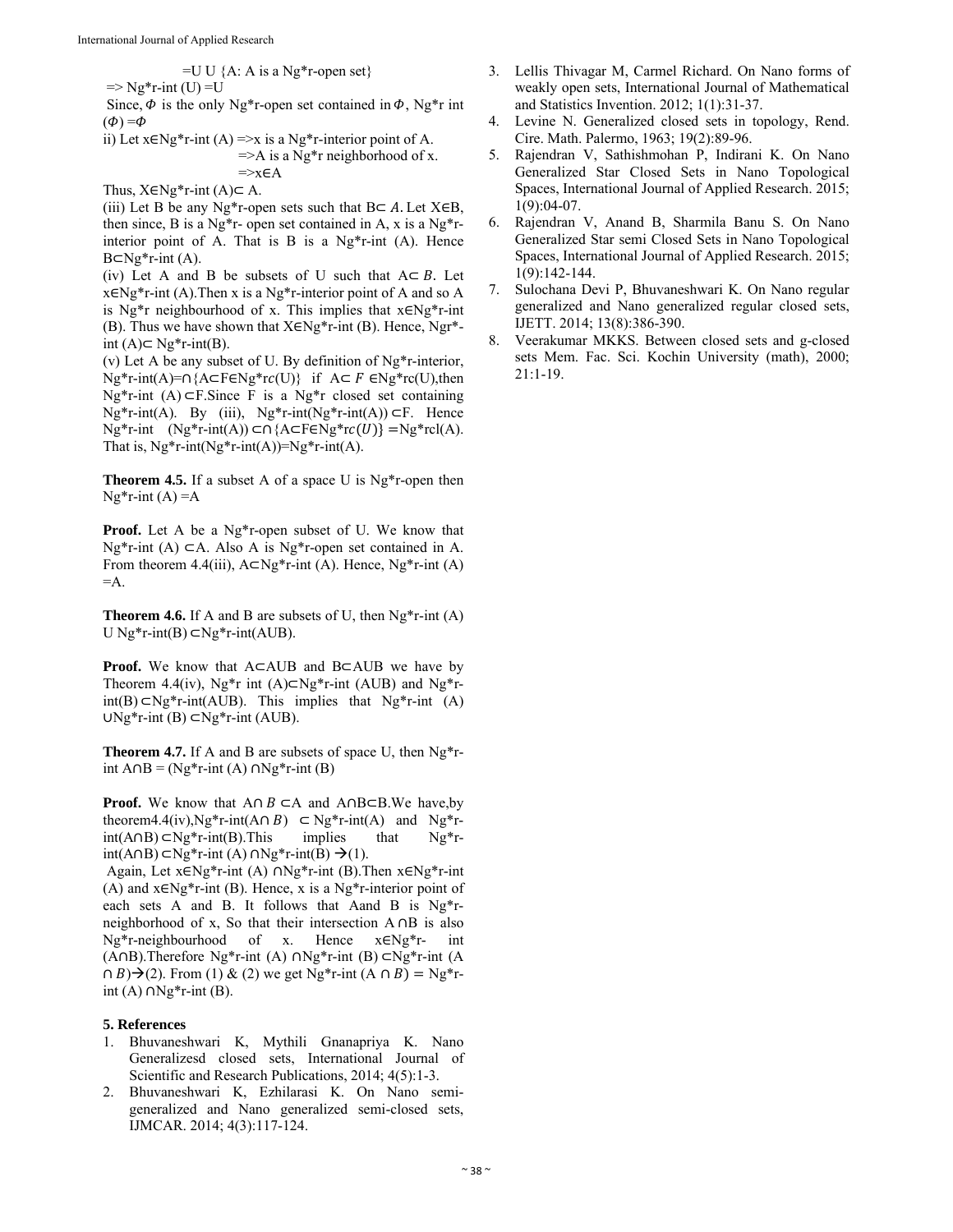=U U {A: A is a Ng*r-open set}

=> Ng*r-int (U) =U

Since, $\Phi$ is the only Ng*r-open set contained in $\Phi$, Ng*r int ($\Phi$) =$\Phi$

ii) Let x∈Ng*r-int (A) =>x is a Ng*r-interior point of A.
=>A is a Ng*r neighborhood of x.
=>x∈A

Thus, X∈Ng*r-int (A)⊂ A.

(iii) Let B be any Ng*r-open sets such that B⊂ $A$. Let X∈B, then since, B is a Ng*r- open set contained in A, x is a Ng*r-interior point of A. That is B is a Ng*r-int (A). Hence B⊂Ng*r-int (A).

(iv) Let A and B be subsets of U such that A⊂ $B$. Let x∈Ng*r-int (A).Then x is a Ng*r-interior point of A and so A is Ng*r neighbourhood of x. This implies that x∈Ng*r-int (B). Thus we have shown that X∈Ng*r-int (B). Hence, Ngr*-int (A)⊂ Ng*r-int(B).

(v) Let A be any subset of U. By definition of Ng*r-interior, Ng*r-int(A)=∩{A⊂F∈Ng*r$c$(U)} if A⊂ $F$ ∈Ng*rc(U),then Ng*r-int (A)⊂F.Since F is a Ng*r closed set containing Ng*r-int(A). By (iii), Ng*r-int(Ng*r-int(A))⊂F. Hence Ng*r-int (Ng*r-int(A))⊂∩{A⊂F∈Ng*$rc(U)$} =Ng*rcl(A). That is, Ng*r-int(Ng*r-int(A))=Ng*r-int(A).

**Theorem 4.5.** If a subset A of a space U is Ng*r-open then Ng*r-int (A) =A

**Proof.** Let A be a Ng*r-open subset of U. We know that Ng*r-int (A) ⊂A. Also A is Ng*r-open set contained in A. From theorem 4.4(iii), A⊂Ng*r-int (A). Hence, Ng*r-int (A) =A.

**Theorem 4.6.** If A and B are subsets of U, then Ng*r-int (A) U Ng*r-int(B)⊂Ng*r-int(AUB).

**Proof.** We know that A⊂AUB and B⊂AUB we have by Theorem 4.4(iv), Ng*r int (A)⊂Ng*r-int (AUB) and Ng*r-int(B)⊂Ng*r-int(AUB). This implies that Ng*r-int (A) ∪Ng*r-int (B)⊂Ng*r-int (AUB).

**Theorem 4.7.** If A and B are subsets of space U, then Ng*r-int A∩B = (Ng*r-int (A) ∩Ng*r-int (B)

**Proof.** We know that A∩ $B$ ⊂A and A∩B⊂B.We have,by theorem4.4(iv),Ng*r-int(A∩ $B$) ⊂ Ng*r-int(A) and Ng*r-int(A∩B)⊂Ng*r-int(B).This implies that Ng*r-int(A∩B)⊂Ng*r-int (A) ∩Ng*r-int(B) →(1).

Again, Let x∈Ng*r-int (A) ∩Ng*r-int (B).Then x∈Ng*r-int (A) and x∈Ng*r-int (B). Hence, x is a Ng*r-interior point of each sets A and B. It follows that Aand B is Ng*r-neighborhood of x, So that their intersection A∩B is also Ng*r-neighbourhood of x. Hence x∈Ng*r- int (A∩B).Therefore Ng*r-int (A) ∩Ng*r-int (B)⊂Ng*r-int (A ∩ $B$)→(2). From (1) & (2) we get Ng*r-int (A ∩ $B$) = Ng*r-int (A) ∩Ng*r-int (B).

## 5. References

1. Bhuvaneshwari K, Mythili Gnanapriya K. Nano Generalizesd closed sets, International Journal of Scientific and Research Publications, 2014; 4(5):1-3.
2. Bhuvaneshwari K, Ezhilarasi K. On Nano semi-generalized and Nano generalized semi-closed sets, IJMCAR. 2014; 4(3):117-124.
3. Lellis Thivagar M, Carmel Richard. On Nano forms of weakly open sets, International Journal of Mathematical and Statistics Invention. 2012; 1(1):31-37.
4. Levine N. Generalized closed sets in topology, Rend. Cire. Math. Palermo, 1963; 19(2):89-96.
5. Rajendran V, Sathishmohan P, Indirani K. On Nano Generalized Star Closed Sets in Nano Topological Spaces, International Journal of Applied Research. 2015; 1(9):04-07.
6. Rajendran V, Anand B, Sharmila Banu S. On Nano Generalized Star semi Closed Sets in Nano Topological Spaces, International Journal of Applied Research. 2015; 1(9):142-144.
7. Sulochana Devi P, Bhuvaneshwari K. On Nano regular generalized and Nano generalized regular closed sets, IJETT. 2014; 13(8):386-390.
8. Veerakumar MKKS. Between closed sets and g-closed sets Mem. Fac. Sci. Kochin University (math), 2000; 21:1-19.